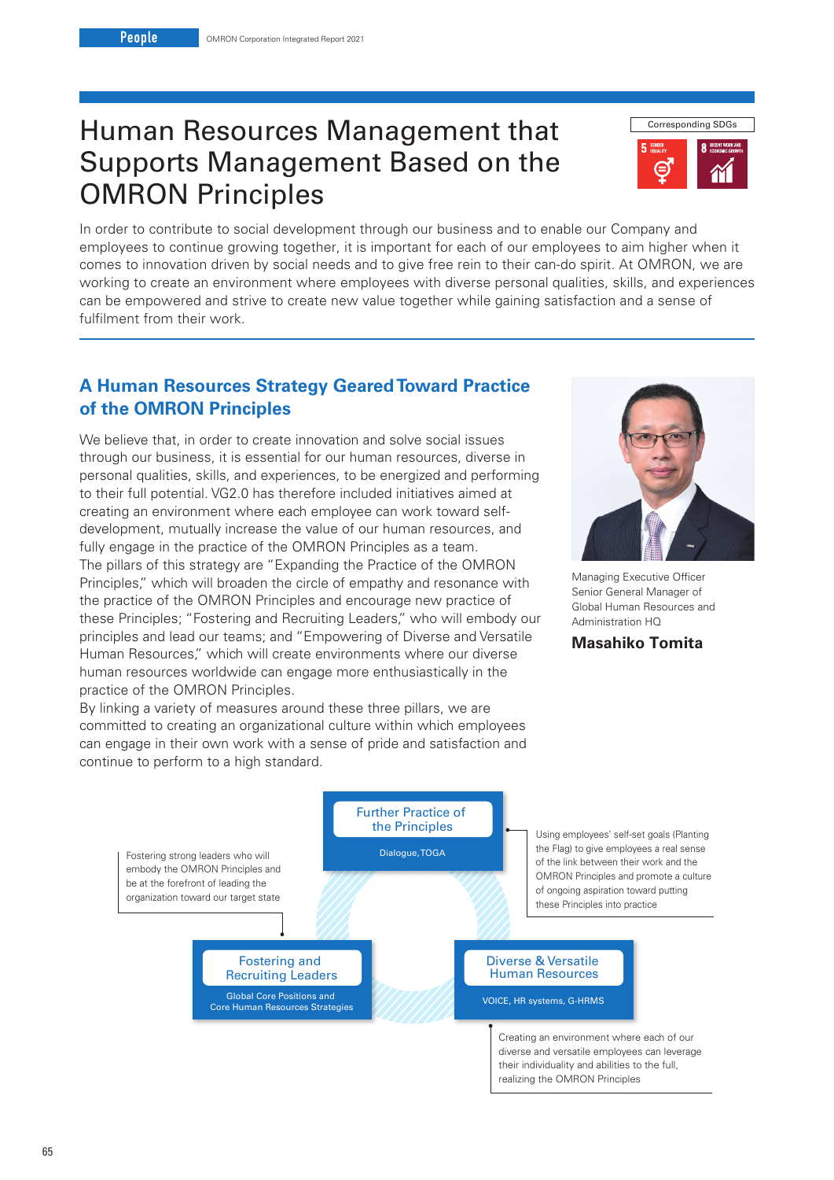# Human Resources Management that Supports Management Based on the OMRON Principles

Corresponding SDGs

In order to contribute to social development through our business and to enable our Company and employees to continue growing together, it is important for each of our employees to aim higher when it comes to innovation driven by social needs and to give free rein to their can-do spirit. At OMRON, we are working to create an environment where employees with diverse personal qualities, skills, and experiences can be empowered and strive to create new value together while gaining satisfaction and a sense of fulfilment from their work.

## A Human Resources Strategy Geared Toward Practice of the OMRON Principles

We believe that, in order to create innovation and solve social issues through our business, it is essential for our human resources, diverse in personal qualities, skills, and experiences, to be energized and performing to their full potential. VG2.0 has therefore included initiatives aimed at creating an environment where each employee can work toward self-development, mutually increase the value of our human resources, and fully engage in the practice of the OMRON Principles as a team.

The pillars of this strategy are "Expanding the Practice of the OMRON Principles," which will broaden the circle of empathy and resonance with the practice of the OMRON Principles and encourage new practice of these Principles; "Fostering and Recruiting Leaders," who will embody our principles and lead our teams; and "Empowering of Diverse and Versatile Human Resources," which will create environments where our diverse human resources worldwide can engage more enthusiastically in the practice of the OMRON Principles.

By linking a variety of measures around these three pillars, we are committed to creating an organizational culture within which employees can engage in their own work with a sense of pride and satisfaction and continue to perform to a high standard.

Managing Executive Officer
Senior General Manager of Global Human Resources and Administration HQ

**Masahiko Tomita**

**Further Practice of the Principles**
Dialogue, TOGA

Using employees' self-set goals (Planting the Flag) to give employees a real sense of the link between their work and the OMRON Principles and promote a culture of ongoing aspiration toward putting these Principles into practice

**Fostering and Recruiting Leaders**
Global Core Positions and Core Human Resources Strategies

Fostering strong leaders who will embody the OMRON Principles and be at the forefront of leading the organization toward our target state

**Diverse & Versatile Human Resources**
VOICE, HR systems, G-HRMS

Creating an environment where each of our diverse and versatile employees can leverage their individuality and abilities to the full, realizing the OMRON Principles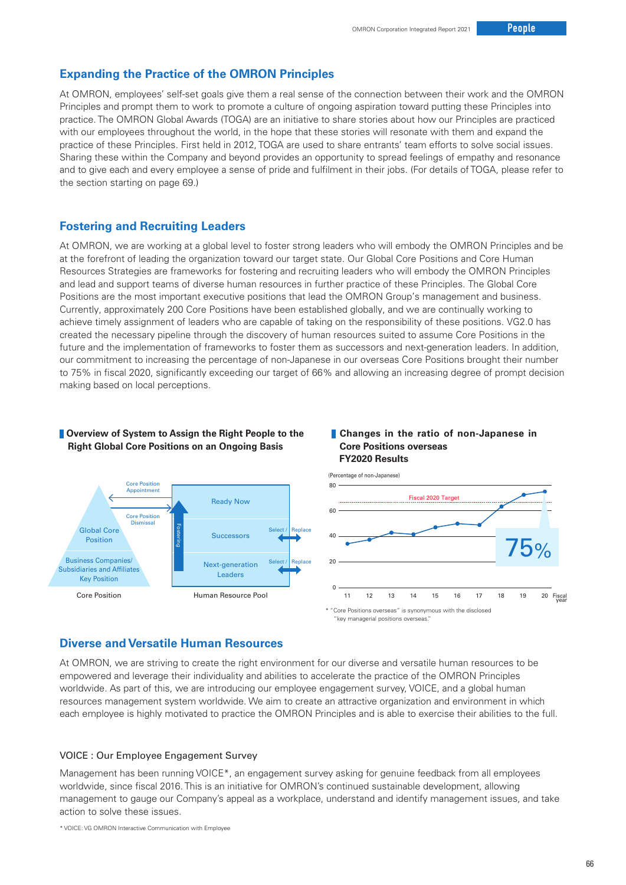## Expanding the Practice of the OMRON Principles

At OMRON, employees' self-set goals give them a real sense of the connection between their work and the OMRON Principles and prompt them to work to promote a culture of ongoing aspiration toward putting these Principles into practice. The OMRON Global Awards (TOGA) are an initiative to share stories about how our Principles are practiced with our employees throughout the world, in the hope that these stories will resonate with them and expand the practice of these Principles. First held in 2012, TOGA are used to share entrants' team efforts to solve social issues. Sharing these within the Company and beyond provides an opportunity to spread feelings of empathy and resonance and to give each and every employee a sense of pride and fulfilment in their jobs. (For details of TOGA, please refer to the section starting on page 69.)

## Fostering and Recruiting Leaders

At OMRON, we are working at a global level to foster strong leaders who will embody the OMRON Principles and be at the forefront of leading the organization toward our target state. Our Global Core Positions and Core Human Resources Strategies are frameworks for fostering and recruiting leaders who will embody the OMRON Principles and lead and support teams of diverse human resources in further practice of these Principles. The Global Core Positions are the most important executive positions that lead the OMRON Group's management and business. Currently, approximately 200 Core Positions have been established globally, and we are continually working to achieve timely assignment of leaders who are capable of taking on the responsibility of these positions. VG2.0 has created the necessary pipeline through the discovery of human resources suited to assume Core Positions in the future and the implementation of frameworks to foster them as successors and next-generation leaders. In addition, our commitment to increasing the percentage of non-Japanese in our overseas Core Positions brought their number to 75% in fiscal 2020, significantly exceeding our target of 66% and allowing an increasing degree of prompt decision making based on local perceptions.

**Overview of System to Assign the Right People to the Right Global Core Positions on an Ongoing Basis**

Core Position: Global Core Position; Business Companies/Subsidiaries and Affiliates Key Position

Human Resource Pool: Ready Now; Successors (Select / Replace); Next-generation Leaders (Select / Replace); Fostering

Core Position Appointment / Core Position Dismissal

**Changes in the ratio of non-Japanese in Core Positions overseas FY2020 Results**

(Percentage of non-Japanese)

Fiscal 2020 Target: 66%; FY2020 result: 75%

\* "Core Positions overseas" is synonymous with the disclosed "key managerial positions overseas."

## Diverse and Versatile Human Resources

At OMRON, we are striving to create the right environment for our diverse and versatile human resources to be empowered and leverage their individuality and abilities to accelerate the practice of the OMRON Principles worldwide. As part of this, we are introducing our employee engagement survey, VOICE, and a global human resources management system worldwide. We aim to create an attractive organization and environment in which each employee is highly motivated to practice the OMRON Principles and is able to exercise their abilities to the full.

### VOICE : Our Employee Engagement Survey

Management has been running VOICE*, an engagement survey asking for genuine feedback from all employees worldwide, since fiscal 2016. This is an initiative for OMRON's continued sustainable development, allowing management to gauge our Company's appeal as a workplace, understand and identify management issues, and take action to solve these issues.

\* VOICE: VG OMRON Interactive Communication with Employee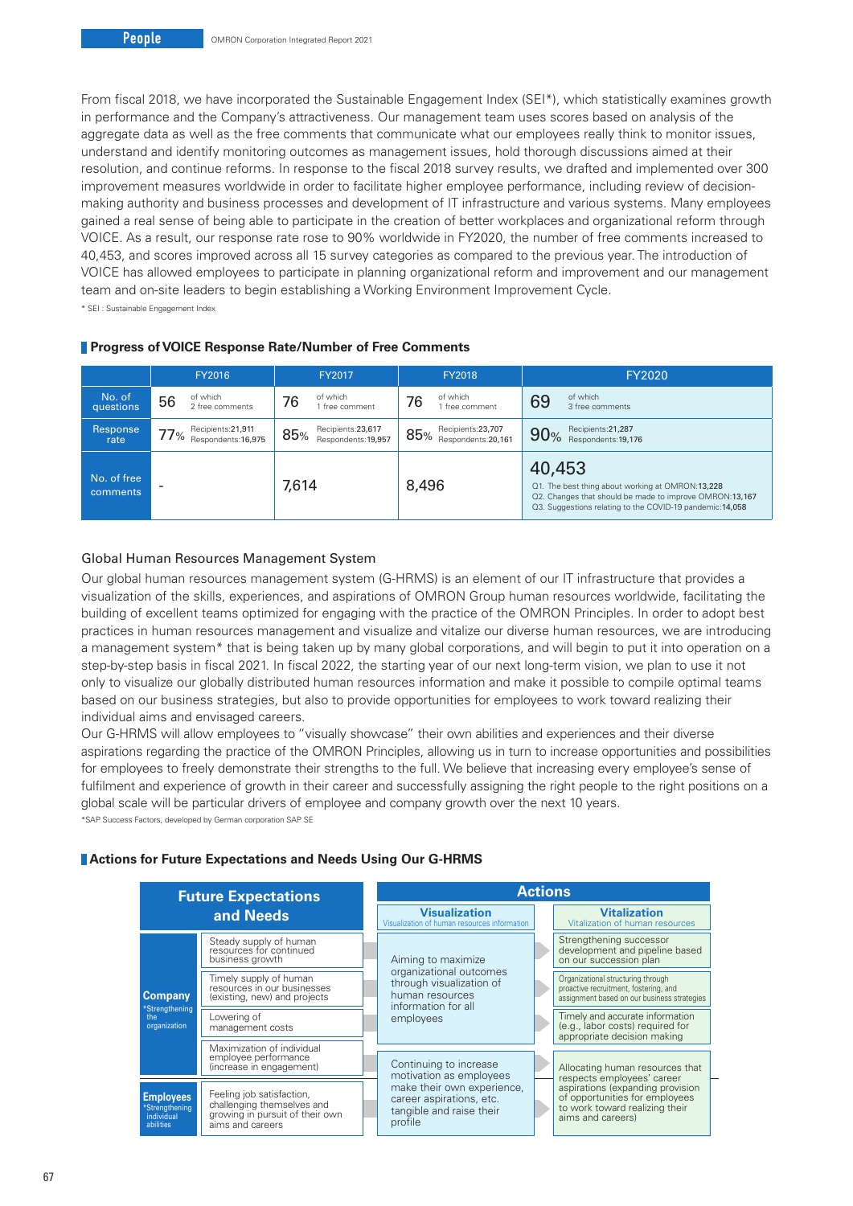From fiscal 2018, we have incorporated the Sustainable Engagement Index (SEI*), which statistically examines growth in performance and the Company's attractiveness. Our management team uses scores based on analysis of the aggregate data as well as the free comments that communicate what our employees really think to monitor issues, understand and identify monitoring outcomes as management issues, hold thorough discussions aimed at their resolution, and continue reforms. In response to the fiscal 2018 survey results, we drafted and implemented over 300 improvement measures worldwide in order to facilitate higher employee performance, including review of decision-making authority and business processes and development of IT infrastructure and various systems. Many employees gained a real sense of being able to participate in the creation of better workplaces and organizational reform through VOICE. As a result, our response rate rose to 90% worldwide in FY2020, the number of free comments increased to 40,453, and scores improved across all 15 survey categories as compared to the previous year. The introduction of VOICE has allowed employees to participate in planning organizational reform and improvement and our management team and on-site leaders to begin establishing a Working Environment Improvement Cycle.

* SEI : Sustainable Engagement Index

## Progress of VOICE Response Rate/Number of Free Comments

| | FY2016 | FY2017 | FY2018 | FY2020 |
|---|---|---|---|---|
| No. of questions | 56 (of which 2 free comments) | 76 (of which 1 free comment) | 76 (of which 1 free comment) | 69 (of which 3 free comments) |
| Response rate | 77% (Recipients:21,911 Respondents:16,975) | 85% (Recipients:23,617 Respondents:19,957) | 85% (Recipients:23,707 Respondents:20,161) | 90% (Recipients:21,287 Respondents:19,176) |
| No. of free comments | - | 7,614 | 8,496 | 40,453<br>Q1. The best thing about working at OMRON:13,228<br>Q2. Changes that should be made to improve OMRON:13,167<br>Q3. Suggestions relating to the COVID-19 pandemic:14,058 |

### Global Human Resources Management System

Our global human resources management system (G-HRMS) is an element of our IT infrastructure that provides a visualization of the skills, experiences, and aspirations of OMRON Group human resources worldwide, facilitating the building of excellent teams optimized for engaging with the practice of the OMRON Principles. In order to adopt best practices in human resources management and visualize and vitalize our diverse human resources, we are introducing a management system* that is being taken up by many global corporations, and will begin to put it into operation on a step-by-step basis in fiscal 2021. In fiscal 2022, the starting year of our next long-term vision, we plan to use it not only to visualize our globally distributed human resources information and make it possible to compile optimal teams based on our business strategies, but also to provide opportunities for employees to work toward realizing their individual aims and envisaged careers.

Our G-HRMS will allow employees to "visually showcase" their own abilities and experiences and their diverse aspirations regarding the practice of the OMRON Principles, allowing us in turn to increase opportunities and possibilities for employees to freely demonstrate their strengths to the full. We believe that increasing every employee's sense of fulfilment and experience of growth in their career and successfully assigning the right people to the right positions on a global scale will be particular drivers of employee and company growth over the next 10 years.

*SAP Success Factors, developed by German corporation SAP SE

## Actions for Future Expectations and Needs Using Our G-HRMS

| Future Expectations and Needs | | Actions: Visualization (Visualization of human resources information) | Actions: Vitalization (Vitalization of human resources) |
|---|---|---|---|
| Company (*Strengthening the organization) | Steady supply of human resources for continued business growth | Aiming to maximize organizational outcomes through visualization of human resources information for all employees | Strengthening successor development and pipeline based on our succession plan |
| | Timely supply of human resources in our businesses (existing, new) and projects | | Organizational structuring through proactive recruitment, fostering, and assignment based on our business strategies |
| | Lowering of management costs | | Timely and accurate information (e.g., labor costs) required for appropriate decision making |
| | Maximization of individual employee performance (increase in engagement) | Continuing to increase motivation as employees make their own experience, career aspirations, etc. tangible and raise their profile | Allocating human resources that respects employees' career aspirations (expanding provision of opportunities for employees to work toward realizing their aims and careers) |
| Employees (*Strengthening individual abilities) | Feeling job satisfaction, challenging themselves and growing in pursuit of their own aims and careers | | |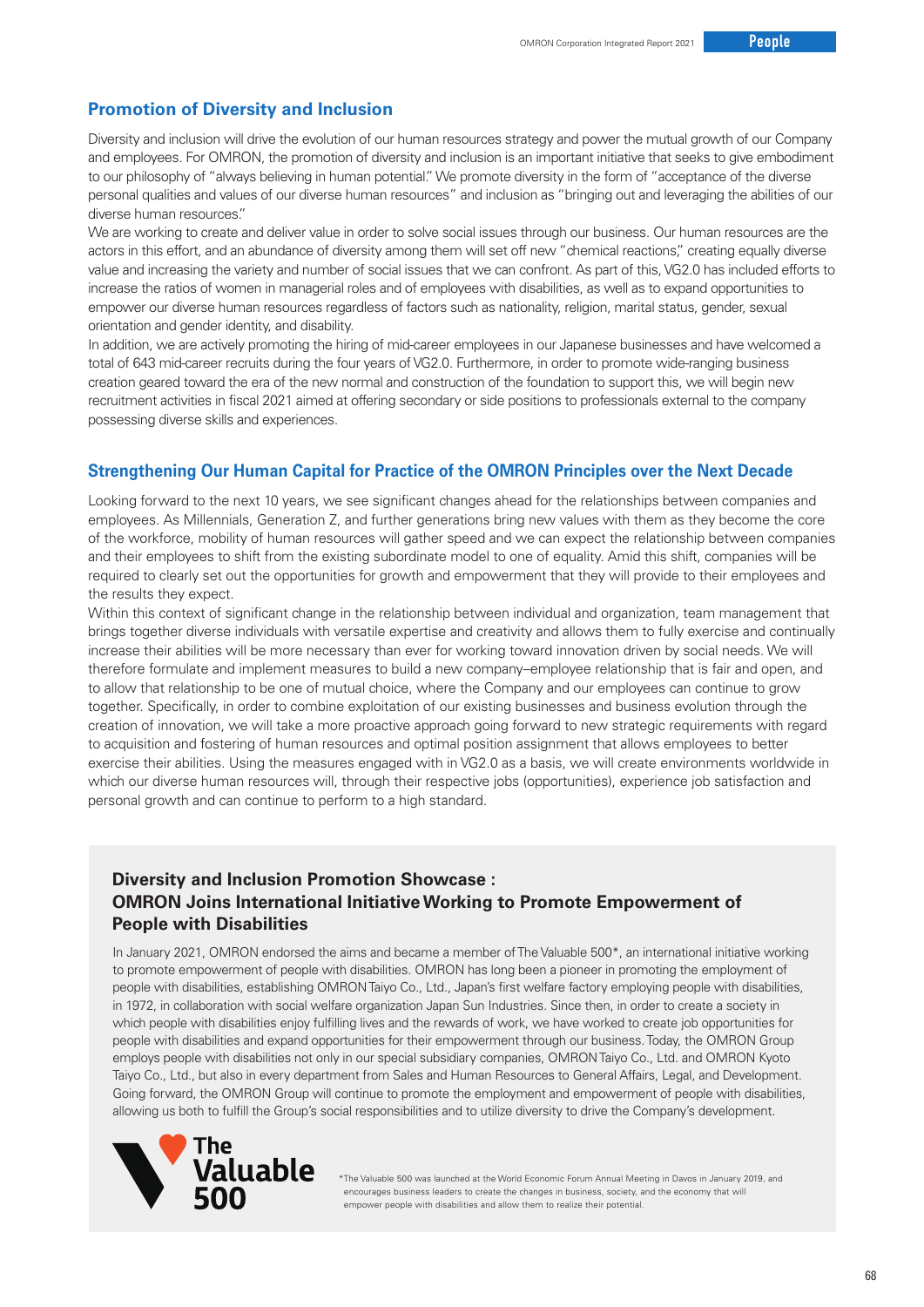## Promotion of Diversity and Inclusion

Diversity and inclusion will drive the evolution of our human resources strategy and power the mutual growth of our Company and employees. For OMRON, the promotion of diversity and inclusion is an important initiative that seeks to give embodiment to our philosophy of "always believing in human potential." We promote diversity in the form of "acceptance of the diverse personal qualities and values of our diverse human resources" and inclusion as "bringing out and leveraging the abilities of our diverse human resources."

We are working to create and deliver value in order to solve social issues through our business. Our human resources are the actors in this effort, and an abundance of diversity among them will set off new "chemical reactions," creating equally diverse value and increasing the variety and number of social issues that we can confront. As part of this, VG2.0 has included efforts to increase the ratios of women in managerial roles and of employees with disabilities, as well as to expand opportunities to empower our diverse human resources regardless of factors such as nationality, religion, marital status, gender, sexual orientation and gender identity, and disability.

In addition, we are actively promoting the hiring of mid-career employees in our Japanese businesses and have welcomed a total of 643 mid-career recruits during the four years of VG2.0. Furthermore, in order to promote wide-ranging business creation geared toward the era of the new normal and construction of the foundation to support this, we will begin new recruitment activities in fiscal 2021 aimed at offering secondary or side positions to professionals external to the company possessing diverse skills and experiences.

## Strengthening Our Human Capital for Practice of the OMRON Principles over the Next Decade

Looking forward to the next 10 years, we see significant changes ahead for the relationships between companies and employees. As Millennials, Generation Z, and further generations bring new values with them as they become the core of the workforce, mobility of human resources will gather speed and we can expect the relationship between companies and their employees to shift from the existing subordinate model to one of equality. Amid this shift, companies will be required to clearly set out the opportunities for growth and empowerment that they will provide to their employees and the results they expect.

Within this context of significant change in the relationship between individual and organization, team management that brings together diverse individuals with versatile expertise and creativity and allows them to fully exercise and continually increase their abilities will be more necessary than ever for working toward innovation driven by social needs. We will therefore formulate and implement measures to build a new company–employee relationship that is fair and open, and to allow that relationship to be one of mutual choice, where the Company and our employees can continue to grow together. Specifically, in order to combine exploitation of our existing businesses and business evolution through the creation of innovation, we will take a more proactive approach going forward to new strategic requirements with regard to acquisition and fostering of human resources and optimal position assignment that allows employees to better exercise their abilities. Using the measures engaged with in VG2.0 as a basis, we will create environments worldwide in which our diverse human resources will, through their respective jobs (opportunities), experience job satisfaction and personal growth and can continue to perform to a high standard.

### Diversity and Inclusion Promotion Showcase : OMRON Joins International Initiative Working to Promote Empowerment of People with Disabilities

In January 2021, OMRON endorsed the aims and became a member of The Valuable 500*, an international initiative working to promote empowerment of people with disabilities. OMRON has long been a pioneer in promoting the employment of people with disabilities, establishing OMRON Taiyo Co., Ltd., Japan's first welfare factory employing people with disabilities, in 1972, in collaboration with social welfare organization Japan Sun Industries. Since then, in order to create a society in which people with disabilities enjoy fulfilling lives and the rewards of work, we have worked to create job opportunities for people with disabilities and expand opportunities for their empowerment through our business. Today, the OMRON Group employs people with disabilities not only in our special subsidiary companies, OMRON Taiyo Co., Ltd. and OMRON Kyoto Taiyo Co., Ltd., but also in every department from Sales and Human Resources to General Affairs, Legal, and Development. Going forward, the OMRON Group will continue to promote the employment and empowerment of people with disabilities, allowing us both to fulfill the Group's social responsibilities and to utilize diversity to drive the Company's development.

The Valuable 500

*The Valuable 500 was launched at the World Economic Forum Annual Meeting in Davos in January 2019, and encourages business leaders to create the changes in business, society, and the economy that will empower people with disabilities and allow them to realize their potential.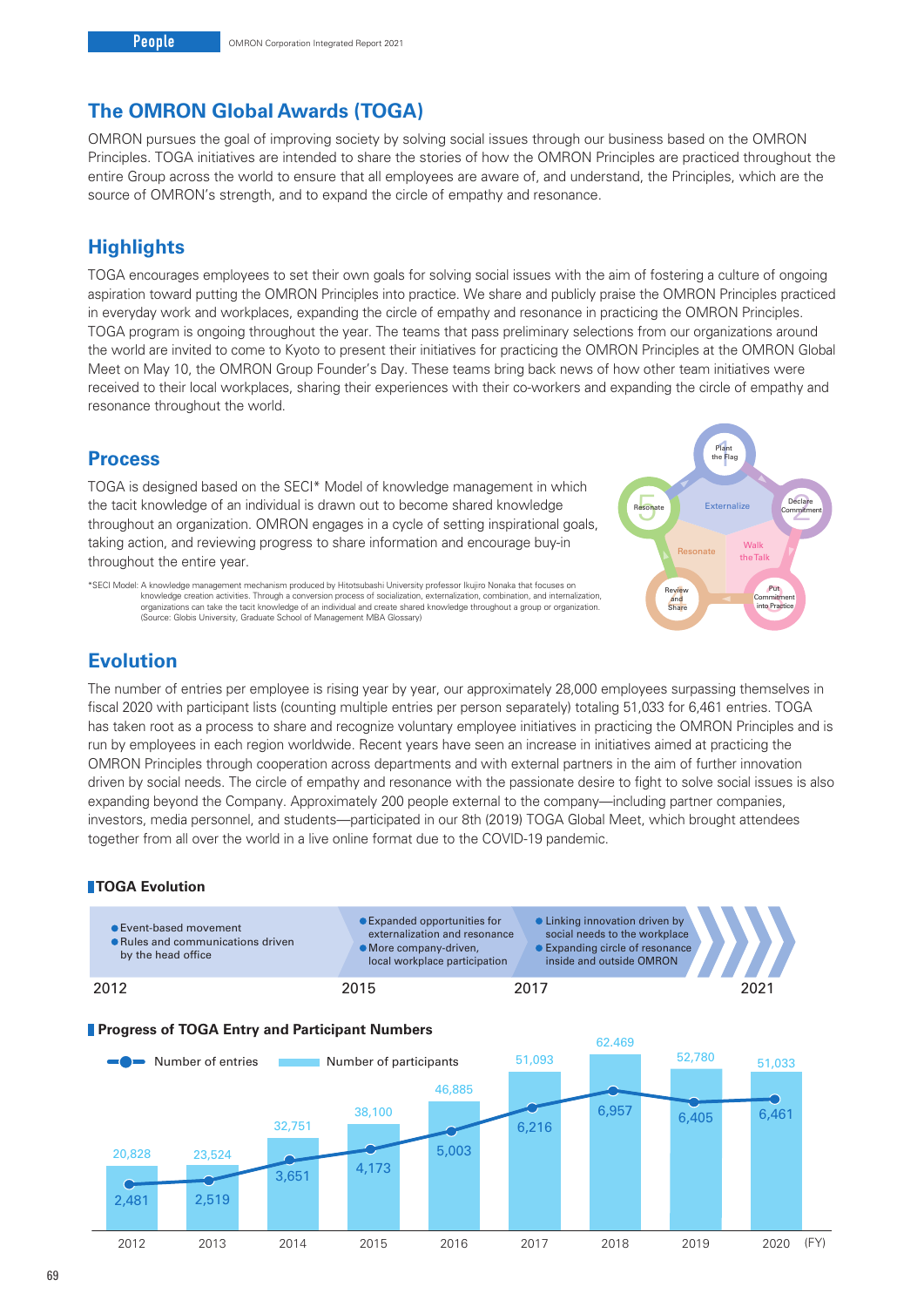## The OMRON Global Awards (TOGA)

OMRON pursues the goal of improving society by solving social issues through our business based on the OMRON Principles. TOGA initiatives are intended to share the stories of how the OMRON Principles are practiced throughout the entire Group across the world to ensure that all employees are aware of, and understand, the Principles, which are the source of OMRON's strength, and to expand the circle of empathy and resonance.

## Highlights

TOGA encourages employees to set their own goals for solving social issues with the aim of fostering a culture of ongoing aspiration toward putting the OMRON Principles into practice. We share and publicly praise the OMRON Principles practiced in everyday work and workplaces, expanding the circle of empathy and resonance in practicing the OMRON Principles. TOGA program is ongoing throughout the year. The teams that pass preliminary selections from our organizations around the world are invited to come to Kyoto to present their initiatives for practicing the OMRON Principles at the OMRON Global Meet on May 10, the OMRON Group Founder's Day. These teams bring back news of how other team initiatives were received to their local workplaces, sharing their experiences with their co-workers and expanding the circle of empathy and resonance throughout the world.

## Process

TOGA is designed based on the SECI* Model of knowledge management in which the tacit knowledge of an individual is drawn out to become shared knowledge throughout an organization. OMRON engages in a cycle of setting inspirational goals, taking action, and reviewing progress to share information and encourage buy-in throughout the entire year.

*SECI Model: A knowledge management mechanism produced by Hitotsubashi University professor Ikujiro Nonaka that focuses on knowledge creation activities. Through a conversion process of socialization, externalization, combination, and internalization, organizations can take the tacit knowledge of an individual and create shared knowledge throughout a group or organization. (Source: Globis University, Graduate School of Management MBA Glossary)

1 Plant the Flag → 2 Declare Commitment → 3 Put Commitment into Practice → 4 Review and Share → 5 Resonate

Externalize / Walk the Talk / Resonate

## Evolution

The number of entries per employee is rising year by year, our approximately 28,000 employees surpassing themselves in fiscal 2020 with participant lists (counting multiple entries per person separately) totaling 51,033 for 6,461 entries. TOGA has taken root as a process to share and recognize voluntary employee initiatives in practicing the OMRON Principles and is run by employees in each region worldwide. Recent years have seen an increase in initiatives aimed at practicing the OMRON Principles through cooperation across departments and with external partners in the aim of further innovation driven by social needs. The circle of empathy and resonance with the passionate desire to fight to solve social issues is also expanding beyond the Company. Approximately 200 people external to the company—including partner companies, investors, media personnel, and students—participated in our 8th (2019) TOGA Global Meet, which brought attendees together from all over the world in a live online format due to the COVID-19 pandemic.

### TOGA Evolution

| 2012 | 2015 | 2017 | 2021 |
|---|---|---|---|
| ● Event-based movement<br>● Rules and communications driven by the head office | ● Expanded opportunities for externalization and resonance<br>● More company-driven, local workplace participation | ● Linking innovation driven by social needs to the workplace<br>● Expanding circle of resonance inside and outside OMRON | |

### Progress of TOGA Entry and Participant Numbers

| FY | Number of entries | Number of participants |
|---|---|---|
| 2012 | 2,481 | 20,828 |
| 2013 | 2,519 | 23,524 |
| 2014 | 3,651 | 32,751 |
| 2015 | 4,173 | 38,100 |
| 2016 | 5,003 | 46,885 |
| 2017 | 6,216 | 51,093 |
| 2018 | 6,957 | 62,469 |
| 2019 | 6,405 | 52,780 |
| 2020 | 6,461 | 51,033 |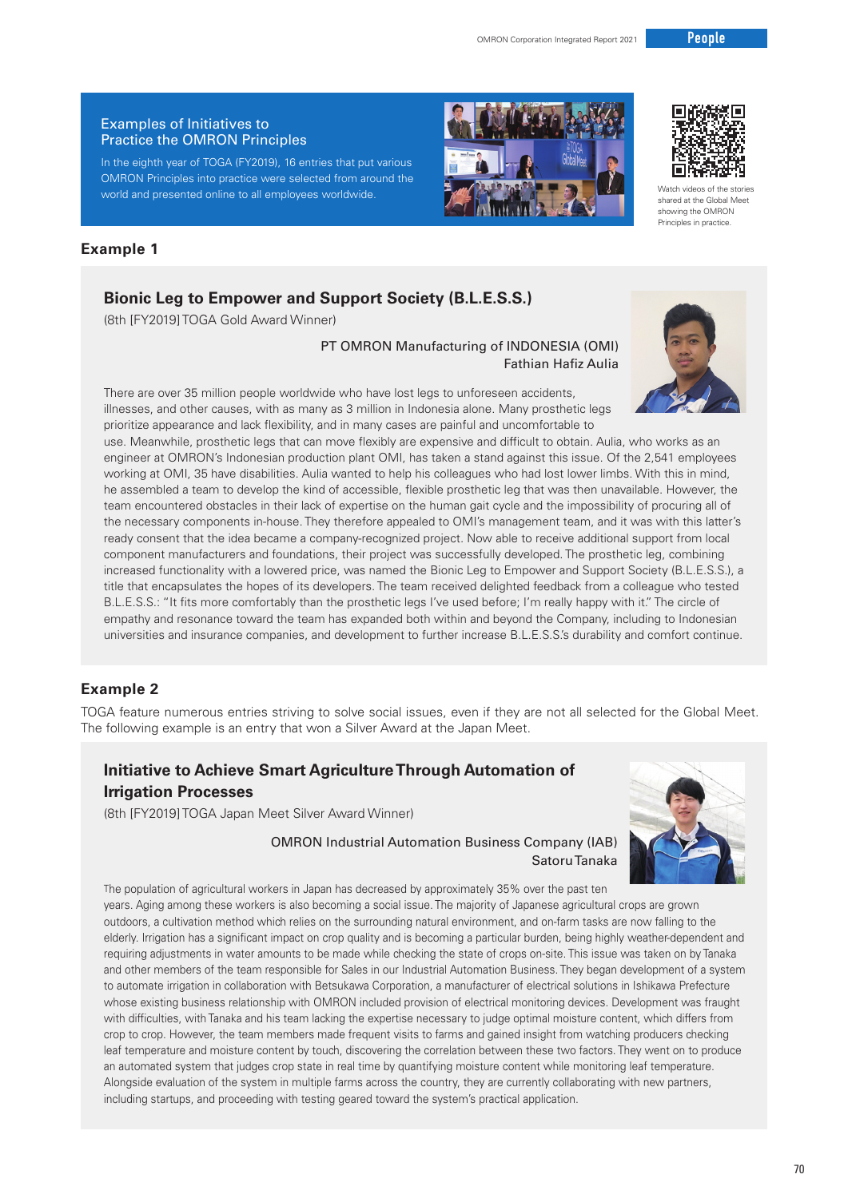## Examples of Initiatives to Practice the OMRON Principles

In the eighth year of TOGA (FY2019), 16 entries that put various OMRON Principles into practice were selected from around the world and presented online to all employees worldwide.

Watch videos of the stories shared at the Global Meet showing the OMRON Principles in practice.

### Example 1

#### Bionic Leg to Empower and Support Society (B.L.E.S.S.)

(8th [FY2019] TOGA Gold Award Winner)

PT OMRON Manufacturing of INDONESIA (OMI)
Fathian Hafiz Aulia

There are over 35 million people worldwide who have lost legs to unforeseen accidents, illnesses, and other causes, with as many as 3 million in Indonesia alone. Many prosthetic legs prioritize appearance and lack flexibility, and in many cases are painful and uncomfortable to use. Meanwhile, prosthetic legs that can move flexibly are expensive and difficult to obtain. Aulia, who works as an engineer at OMRON's Indonesian production plant OMI, has taken a stand against this issue. Of the 2,541 employees working at OMI, 35 have disabilities. Aulia wanted to help his colleagues who had lost lower limbs. With this in mind, he assembled a team to develop the kind of accessible, flexible prosthetic leg that was then unavailable. However, the team encountered obstacles in their lack of expertise on the human gait cycle and the impossibility of procuring all of the necessary components in-house. They therefore appealed to OMI's management team, and it was with this latter's ready consent that the idea became a company-recognized project. Now able to receive additional support from local component manufacturers and foundations, their project was successfully developed. The prosthetic leg, combining increased functionality with a lowered price, was named the Bionic Leg to Empower and Support Society (B.L.E.S.S.), a title that encapsulates the hopes of its developers. The team received delighted feedback from a colleague who tested B.L.E.S.S.: "It fits more comfortably than the prosthetic legs I've used before; I'm really happy with it." The circle of empathy and resonance toward the team has expanded both within and beyond the Company, including to Indonesian universities and insurance companies, and development to further increase B.L.E.S.S.'s durability and comfort continue.

### Example 2

TOGA feature numerous entries striving to solve social issues, even if they are not all selected for the Global Meet. The following example is an entry that won a Silver Award at the Japan Meet.

#### Initiative to Achieve Smart Agriculture Through Automation of Irrigation Processes

(8th [FY2019] TOGA Japan Meet Silver Award Winner)

OMRON Industrial Automation Business Company (IAB)
Satoru Tanaka

The population of agricultural workers in Japan has decreased by approximately 35% over the past ten years. Aging among these workers is also becoming a social issue. The majority of Japanese agricultural crops are grown outdoors, a cultivation method which relies on the surrounding natural environment, and on-farm tasks are now falling to the elderly. Irrigation has a significant impact on crop quality and is becoming a particular burden, being highly weather-dependent and requiring adjustments in water amounts to be made while checking the state of crops on-site. This issue was taken on by Tanaka and other members of the team responsible for Sales in our Industrial Automation Business. They began development of a system to automate irrigation in collaboration with Betsukawa Corporation, a manufacturer of electrical solutions in Ishikawa Prefecture whose existing business relationship with OMRON included provision of electrical monitoring devices. Development was fraught with difficulties, with Tanaka and his team lacking the expertise necessary to judge optimal moisture content, which differs from crop to crop. However, the team members made frequent visits to farms and gained insight from watching producers checking leaf temperature and moisture content by touch, discovering the correlation between these two factors. They went on to produce an automated system that judges crop state in real time by quantifying moisture content while monitoring leaf temperature. Alongside evaluation of the system in multiple farms across the country, they are currently collaborating with new partners, including startups, and proceeding with testing geared toward the system's practical application.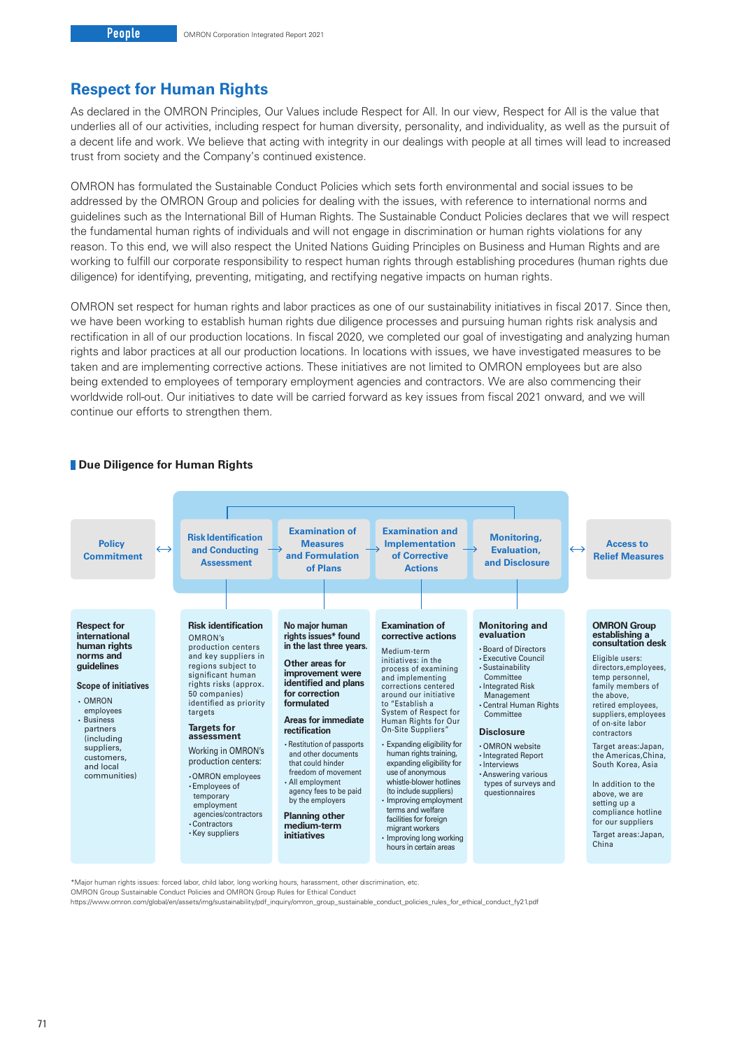## Respect for Human Rights

As declared in the OMRON Principles, Our Values include Respect for All. In our view, Respect for All is the value that underlies all of our activities, including respect for human diversity, personality, and individuality, as well as the pursuit of a decent life and work. We believe that acting with integrity in our dealings with people at all times will lead to increased trust from society and the Company's continued existence.

OMRON has formulated the Sustainable Conduct Policies which sets forth environmental and social issues to be addressed by the OMRON Group and policies for dealing with the issues, with reference to international norms and guidelines such as the International Bill of Human Rights. The Sustainable Conduct Policies declares that we will respect the fundamental human rights of individuals and will not engage in discrimination or human rights violations for any reason. To this end, we will also respect the United Nations Guiding Principles on Business and Human Rights and are working to fulfill our corporate responsibility to respect human rights through establishing procedures (human rights due diligence) for identifying, preventing, mitigating, and rectifying negative impacts on human rights.

OMRON set respect for human rights and labor practices as one of our sustainability initiatives in fiscal 2017. Since then, we have been working to establish human rights due diligence processes and pursuing human rights risk analysis and rectification in all of our production locations. In fiscal 2020, we completed our goal of investigating and analyzing human rights and labor practices at all our production locations. In locations with issues, we have investigated measures to be taken and are implementing corrective actions. These initiatives are not limited to OMRON employees but are also being extended to employees of temporary employment agencies and contractors. We are also commencing their worldwide roll-out. Our initiatives to date will be carried forward as key issues from fiscal 2021 onward, and we will continue our efforts to strengthen them.

### Due Diligence for Human Rights

Policy Commitment ↔ Risk Identification and Conducting Assessment → Examination of Measures and Formulation of Plans → Examination and Implementation of Corrective Actions → Monitoring, Evaluation, and Disclosure ↔ Access to Relief Measures

**Policy Commitment**

**Respect for international human rights norms and guidelines**

**Scope of initiatives**

- OMRON employees
- Business partners (including suppliers, customers, and local communities)

**Risk Identification and Conducting Assessment**

**Risk identification**

OMRON's production centers and key suppliers in regions subject to significant human rights risks (approx. 50 companies) identified as priority targets

**Targets for assessment**

Working in OMRON's production centers:

- OMRON employees
- Employees of temporary employment agencies/contractors
- Contractors
- Key suppliers

**Examination of Measures and Formulation of Plans**

**No major human rights issues* found in the last three years.**

**Other areas for improvement were identified and plans for correction formulated**

**Areas for immediate rectification**

- Restitution of passports and other documents that could hinder freedom of movement
- All employment agency fees to be paid by the employers

**Planning other medium-term initiatives**

**Examination and Implementation of Corrective Actions**

**Examination of corrective actions**

Medium-term initiatives: in the process of examining and implementing corrections centered around our initiative to "Establish a System of Respect for Human Rights for Our On-Site Suppliers"

- Expanding eligibility for human rights training, expanding eligibility for use of anonymous whistle-blower hotlines (to include suppliers)
- Improving employment terms and welfare facilities for foreign migrant workers
- Improving long working hours in certain areas

**Monitoring, Evaluation, and Disclosure**

**Monitoring and evaluation**

- Board of Directors
- Executive Council
- Sustainability Committee
- Integrated Risk Management
- Central Human Rights Committee

**Disclosure**

- OMRON website
- Integrated Report
- Interviews
- Answering various types of surveys and questionnaires

**Access to Relief Measures**

**OMRON Group establishing a consultation desk**

Eligible users: directors, employees, temp personnel, family members of the above, retired employees, suppliers, employees of on-site labor contractors

Target areas: Japan, the Americas, China, South Korea, Asia

In addition to the above, we are setting up a compliance hotline for our suppliers

Target areas: Japan, China

*Major human rights issues: forced labor, child labor, long working hours, harassment, other discrimination, etc.

OMRON Group Sustainable Conduct Policies and OMRON Group Rules for Ethical Conduct

https://www.omron.com/global/en/assets/img/sustainability/pdf_inquiry/omron_group_sustainable_conduct_policies_rules_for_ethical_conduct_fy21.pdf